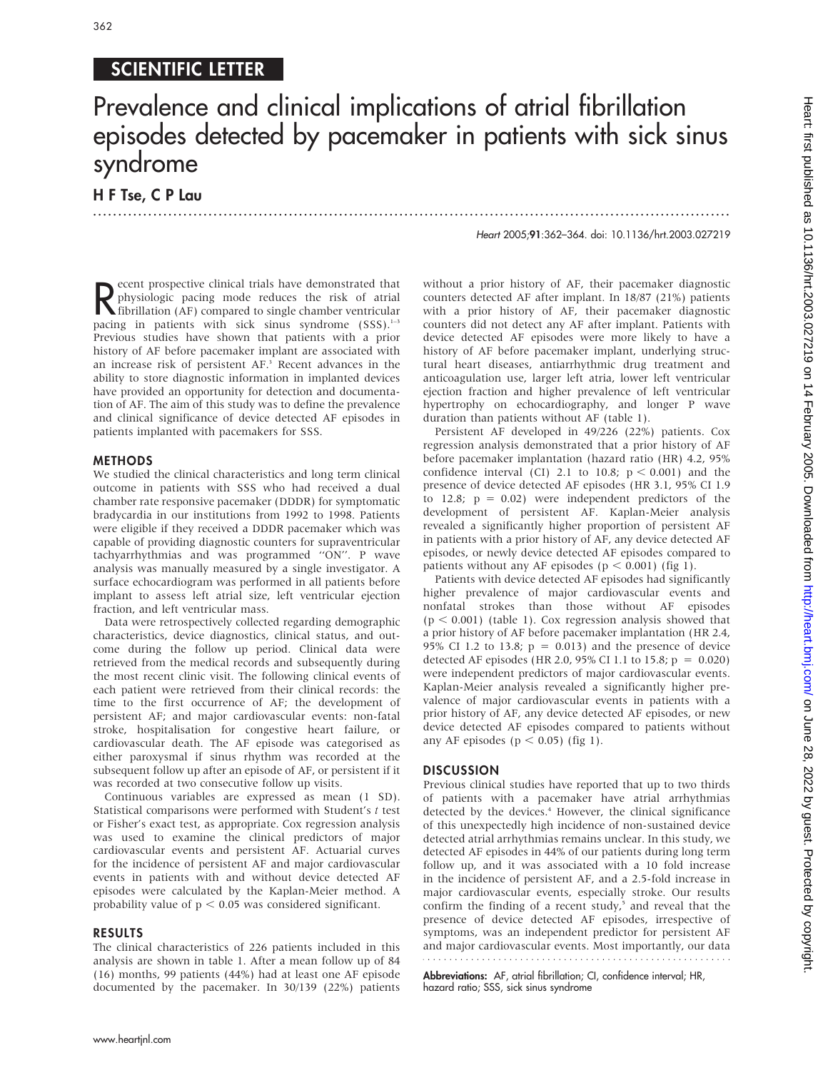SCIENTIFIC LETTER

# Prevalence and clinical implications of atrial fibrillation episodes detected by pacemaker in patients with sick sinus syndrome

**H F Tse, C P Lau**

Heart 2005;**91**:362–364. doi: 10.1136/hrt.2003.027219

Recent prospective clinical trials have demonstrated that physiologic pacing mode reduces the risk of atrial fibrillation (AF) compared to single chamber ventricular pacing in patients with sick sinus syndrome (SSS).[1–3] Previous studies have shown that patients with a prior history of AF before pacemaker implant are associated with an increase risk of persistent AF.[3] Recent advances in the ability to store diagnostic information in implanted devices have provided an opportunity for detection and documentation of AF. The aim of this study was to define the prevalence and clinical significance of device detected AF episodes in patients implanted with pacemakers for SSS.

## METHODS

We studied the clinical characteristics and long term clinical outcome in patients with SSS who had received a dual chamber rate responsive pacemaker (DDDR) for symptomatic bradycardia in our institutions from 1992 to 1998. Patients were eligible if they received a DDDR pacemaker which was capable of providing diagnostic counters for supraventricular tachyarrhythmias and was programmed "ON". P wave analysis was manually measured by a single investigator. A surface echocardiogram was performed in all patients before implant to assess left atrial size, left ventricular ejection fraction, and left ventricular mass.

Data were retrospectively collected regarding demographic characteristics, device diagnostics, clinical status, and outcome during the follow up period. Clinical data were retrieved from the medical records and subsequently during the most recent clinic visit. The following clinical events of each patient were retrieved from their clinical records: the time to the first occurrence of AF; the development of persistent AF; and major cardiovascular events: non-fatal stroke, hospitalisation for congestive heart failure, or cardiovascular death. The AF episode was categorised as either paroxysmal if sinus rhythm was recorded at the subsequent follow up after an episode of AF, or persistent if it was recorded at two consecutive follow up visits.

Continuous variables are expressed as mean (1 SD). Statistical comparisons were performed with Student's *t* test or Fisher's exact test, as appropriate. Cox regression analysis was used to examine the clinical predictors of major cardiovascular events and persistent AF. Actuarial curves for the incidence of persistent AF and major cardiovascular events in patients with and without device detected AF episodes were calculated by the Kaplan-Meier method. A probability value of $p < 0.05$ was considered significant.

## RESULTS

The clinical characteristics of 226 patients included in this analysis are shown in table 1. After a mean follow up of 84 (16) months, 99 patients (44%) had at least one AF episode documented by the pacemaker. In 30/139 (22%) patients without a prior history of AF, their pacemaker diagnostic counters detected AF after implant. In 18/87 (21%) patients with a prior history of AF, their pacemaker diagnostic counters did not detect any AF after implant. Patients with device detected AF episodes were more likely to have a history of AF before pacemaker implant, underlying structural heart diseases, antiarrhythmic drug treatment and anticoagulation use, larger left atria, lower left ventricular ejection fraction and higher prevalence of left ventricular hypertrophy on echocardiography, and longer P wave duration than patients without AF (table 1).

Persistent AF developed in 49/226 (22%) patients. Cox regression analysis demonstrated that a prior history of AF before pacemaker implantation (hazard ratio (HR) 4.2, 95% confidence interval (CI) 2.1 to 10.8; $p < 0.001$) and the presence of device detected AF episodes (HR 3.1, 95% CI 1.9 to 12.8; $p = 0.02$) were independent predictors of the development of persistent AF. Kaplan-Meier analysis revealed a significantly higher proportion of persistent AF in patients with a prior history of AF, any device detected AF episodes, or newly device detected AF episodes compared to patients without any AF episodes ($p < 0.001$) (fig 1).

Patients with device detected AF episodes had significantly higher prevalence of major cardiovascular events and nonfatal strokes than those without AF episodes ($p < 0.001$) (table 1). Cox regression analysis showed that a prior history of AF before pacemaker implantation (HR 2.4, 95% CI 1.2 to 13.8; $p = 0.013$) and the presence of device detected AF episodes (HR 2.0, 95% CI 1.1 to 15.8; $p = 0.020$) were independent predictors of major cardiovascular events. Kaplan-Meier analysis revealed a significantly higher prevalence of major cardiovascular events in patients with a prior history of AF, any device detected AF episodes, or new device detected AF episodes compared to patients without any AF episodes ($p < 0.05$) (fig 1).

## DISCUSSION

Previous clinical studies have reported that up to two thirds of patients with a pacemaker have atrial arrhythmias detected by the devices.[4] However, the clinical significance of this unexpectedly high incidence of non-sustained device detected atrial arrhythmias remains unclear. In this study, we detected AF episodes in 44% of our patients during long term follow up, and it was associated with a 10 fold increase in the incidence of persistent AF, and a 2.5-fold increase in major cardiovascular events, especially stroke. Our results confirm the finding of a recent study,[5] and reveal that the presence of device detected AF episodes, irrespective of symptoms, was an independent predictor for persistent AF and major cardiovascular events. Most importantly, our data

**Abbreviations:** AF, atrial fibrillation; CI, confidence interval; HR, hazard ratio; SSS, sick sinus syndrome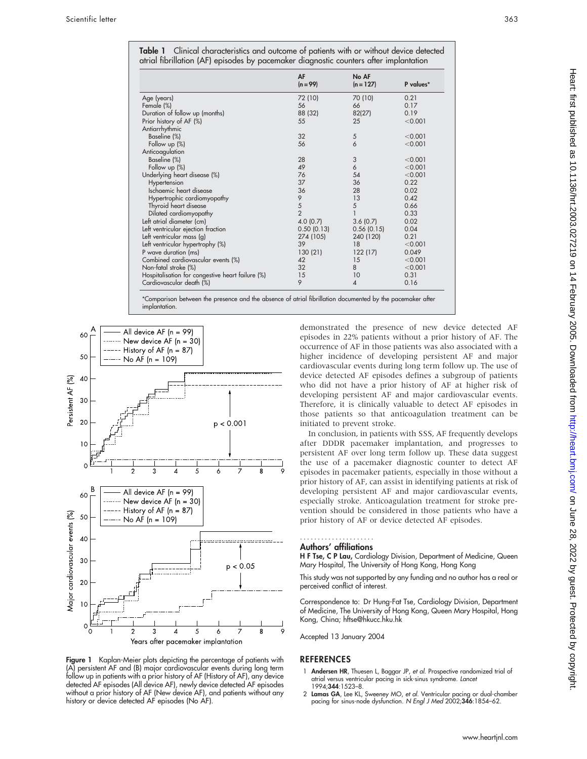**Table 1** Clinical characteristics and outcome of patients with or without device detected atrial fibrillation (AF) episodes by pacemaker diagnostic counters after implantation

| | AF (n = 99) | No AF (n = 127) | P values* |
|---|---|---|---|
| Age (years) | 72 (10) | 70 (10) | 0.21 |
| Female (%) | 56 | 66 | 0.17 |
| Duration of follow up (months) | 88 (32) | 82(27) | 0.19 |
| Prior history of AF (%) | 55 | 25 | <0.001 |
| Antiarrhythmic | | | |
| Baseline (%) | 32 | 5 | <0.001 |
| Follow up (%) | 56 | 6 | <0.001 |
| Anticoagulation | | | |
| Baseline (%) | 28 | 3 | <0.001 |
| Follow up (%) | 49 | 6 | <0.001 |
| Underlying heart disease (%) | 76 | 54 | <0.001 |
| Hypertension | 37 | 36 | 0.22 |
| Ischaemic heart disease | 36 | 28 | 0.02 |
| Hypertrophic cardiomyopathy | 9 | 13 | 0.42 |
| Thyroid heart disease | 5 | 5 | 0.66 |
| Dilated cardiomyopathy | 2 | 1 | 0.33 |
| Left atrial diameter (cm) | 4.0 (0.7) | 3.6 (0.7) | 0.02 |
| Left ventricular ejection fraction | 0.50 (0.13) | 0.56 (0.15) | 0.04 |
| Left ventricular mass (g) | 274 (105) | 240 (120) | 0.21 |
| Left ventricular hypertrophy (%) | 39 | 18 | <0.001 |
| P wave duration (ms) | 130 (21) | 122 (17) | 0.049 |
| Combined cardiovascular events (%) | 42 | 15 | <0.001 |
| Non-fatal stroke (%) | 32 | 8 | <0.001 |
| Hospitalisation for congestive heart failure (%) | 15 | 10 | 0.31 |
| Cardiovascular death (%) | 9 | 4 | 0.16 |

*Comparison between the presence and the absence of atrial fibrillation documented by the pacemaker after implantation.

**Figure 1** Kaplan-Meier plots depicting the percentage of patients with (A) persistent AF and (B) major cardiovascular events during long term follow up in patients with a prior history of AF (History of AF), any device detected AF episodes (All device AF), newly device detected AF episodes without a prior history of AF (New device AF), and patients without any history or device detected AF episodes (No AF).

demonstrated the presence of new device detected AF episodes in 22% patients without a prior history of AF. The occurrence of AF in those patients was also associated with a higher incidence of developing persistent AF and major cardiovascular events during long term follow up. The use of device detected AF episodes defines a subgroup of patients who did not have a prior history of AF at higher risk of developing persistent AF and major cardiovascular events. Therefore, it is clinically valuable to detect AF episodes in those patients so that anticoagulation treatment can be initiated to prevent stroke.

In conclusion, in patients with SSS, AF frequently develops after DDDR pacemaker implantation, and progresses to persistent AF over long term follow up. These data suggest the use of a pacemaker diagnostic counter to detect AF episodes in pacemaker patients, especially in those without a prior history of AF, can assist in identifying patients at risk of developing persistent AF and major cardiovascular events, especially stroke. Anticoagulation treatment for stroke prevention should be considered in those patients who have a prior history of AF or device detected AF episodes.

## Authors' affiliations

**H F Tse, C P Lau,** Cardiology Division, Department of Medicine, Queen Mary Hospital, The University of Hong Kong, Hong Kong

This study was not supported by any funding and no author has a real or perceived conflict of interest.

Correspondence to: Dr Hung-Fat Tse, Cardiology Division, Department of Medicine, The University of Hong Kong, Queen Mary Hospital, Hong Kong, China; hftse@hkucc.hku.hk

Accepted 13 January 2004

## REFERENCES

1. **Andersen HR**, Thuesen L, Baggar JP, *et al.* Prospective randomized trial of atrial versus ventricular pacing in sick-sinus syndrome. *Lancet* 1994;**344**:1523–8.
2. **Lamas GA**, Lee KL, Sweeney MO, *et al.* Ventricular pacing or dual-chamber pacing for sinus-node dysfunction. *N Engl J Med* 2002;**346**:1854–62.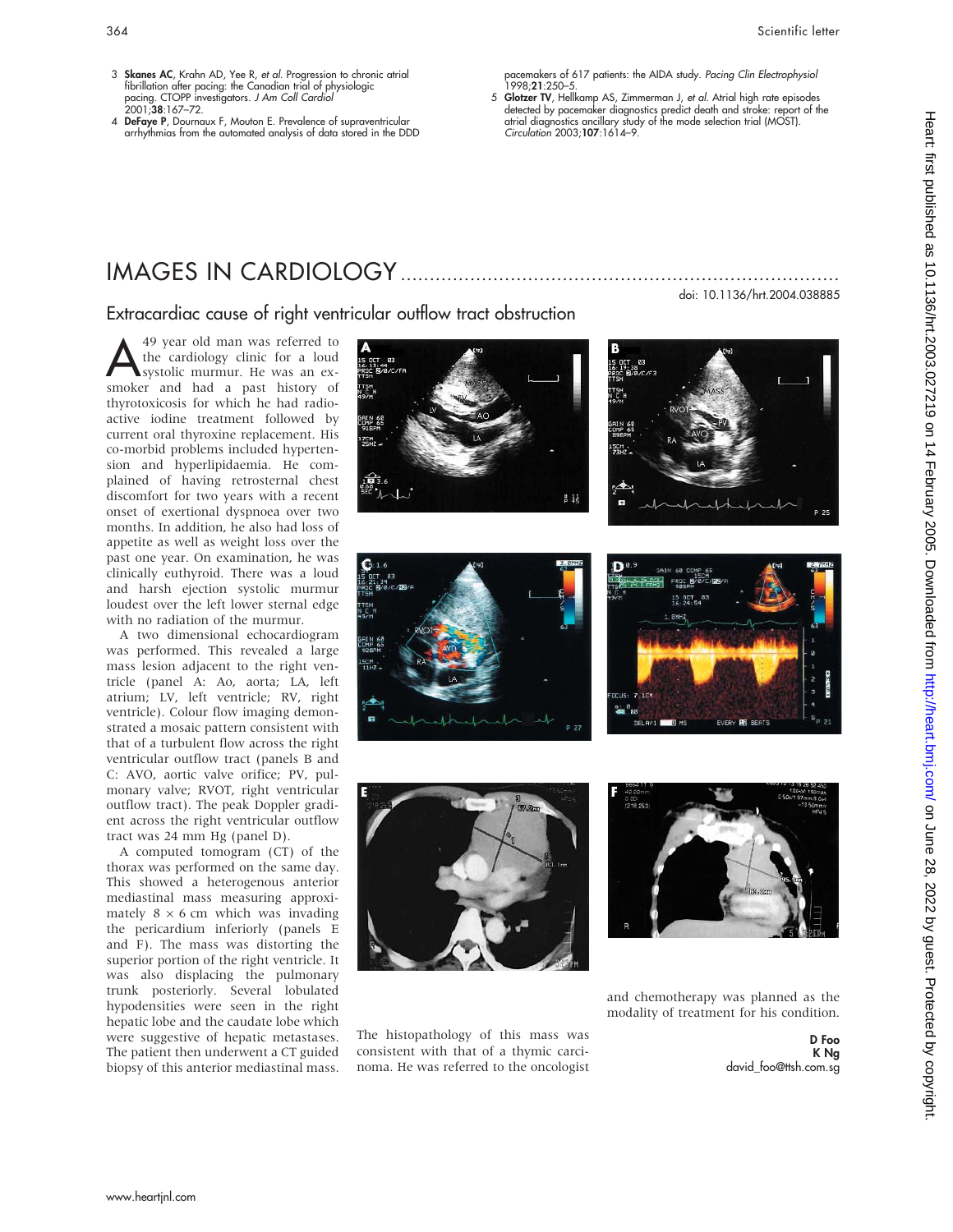3 **Skanes AC**, Krahn AD, Yee R, *et al*. Progression to chronic atrial fibrillation after pacing: the Canadian trial of physiologic pacing. CTOPP investigators. *J Am Coll Cardiol* 2001;**38**:167–72.

4 **DeFaye P**, Dournaux F, Mouton E. Prevalence of supraventricular arrhythmias from the automated analysis of data stored in the DDD pacemakers of 617 patients: the AIDA study. *Pacing Clin Electrophysiol* 1998;**21**:250–5.

5 **Glotzer TV**, Hellkamp AS, Zimmerman J, *et al*. Atrial high rate episodes detected by pacemaker diagnostics predict death and stroke: report of the atrial diagnostics ancillary study of the mode selection trial (MOST). *Circulation* 2003;**107**:1614–9.

# IMAGES IN CARDIOLOGY

doi: 10.1136/hrt.2004.038885

## Extracardiac cause of right ventricular outflow tract obstruction

A 49 year old man was referred to the cardiology clinic for a loud systolic murmur. He was an ex-smoker and had a past history of thyrotoxicosis for which he had radioactive iodine treatment followed by current oral thyroxine replacement. His co-morbid problems included hypertension and hyperlipidaemia. He complained of having retrosternal chest discomfort for two years with a recent onset of exertional dyspnoea over two months. In addition, he also had loss of appetite as well as weight loss over the past one year. On examination, he was clinically euthyroid. There was a loud and harsh ejection systolic murmur loudest over the left lower sternal edge with no radiation of the murmur.

A two dimensional echocardiogram was performed. This revealed a large mass lesion adjacent to the right ventricle (panel A: Ao, aorta; LA, left atrium; LV, left ventricle; RV, right ventricle). Colour flow imaging demonstrated a mosaic pattern consistent with that of a turbulent flow across the right ventricular outflow tract (panels B and C: AVO, aortic valve orifice; PV, pulmonary valve; RVOT, right ventricular outflow tract). The peak Doppler gradient across the right ventricular outflow tract was 24 mm Hg (panel D).

A computed tomogram (CT) of the thorax was performed on the same day. This showed a heterogenous anterior mediastinal mass measuring approximately 8 × 6 cm which was invading the pericardium inferiorly (panels E and F). The mass was distorting the superior portion of the right ventricle. It was also displacing the pulmonary trunk posteriorly. Several lobulated hypodensities were seen in the right hepatic lobe and the caudate lobe which were suggestive of hepatic metastases. The patient then underwent a CT guided biopsy of this anterior mediastinal mass.

The histopathology of this mass was consistent with that of a thymic carcinoma. He was referred to the oncologist and chemotherapy was planned as the modality of treatment for his condition.

**D Foo**
**K Ng**
david_foo@ttsh.com.sg